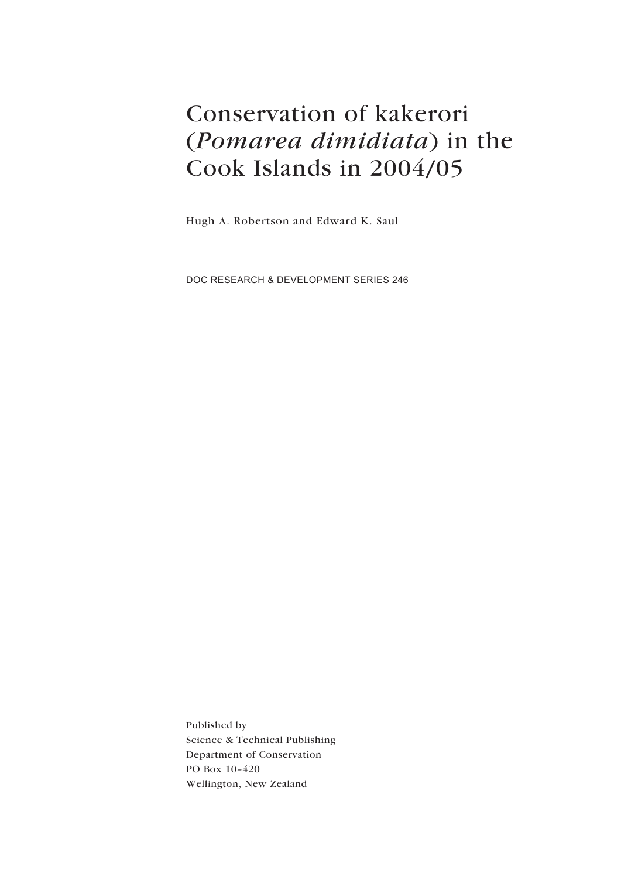# Conservation of kakerori (*Pomarea dimidiata*) in the Cook Islands in 2004/05

Hugh A. Robertson and Edward K. Saul

DOC RESEARCH & DEVELOPMENT SERIES 246

Published by
Science & Technical Publishing
Department of Conservation
PO Box 10-420
Wellington, New Zealand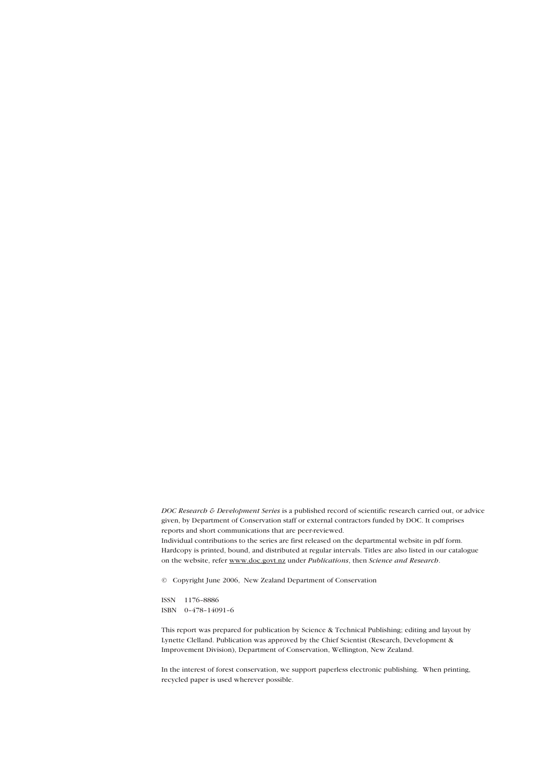*DOC Research & Development Series* is a published record of scientific research carried out, or advice given, by Department of Conservation staff or external contractors funded by DOC. It comprises reports and short communications that are peer-reviewed.
Individual contributions to the series are first released on the departmental website in pdf form. Hardcopy is printed, bound, and distributed at regular intervals. Titles are also listed in our catalogue on the website, refer www.doc.govt.nz under *Publications*, then *Science and Research*.

© Copyright June 2006, New Zealand Department of Conservation

ISSN 1176–8886
ISBN 0–478–14091–6

This report was prepared for publication by Science & Technical Publishing; editing and layout by Lynette Clelland. Publication was approved by the Chief Scientist (Research, Development & Improvement Division), Department of Conservation, Wellington, New Zealand.

In the interest of forest conservation, we support paperless electronic publishing. When printing, recycled paper is used wherever possible.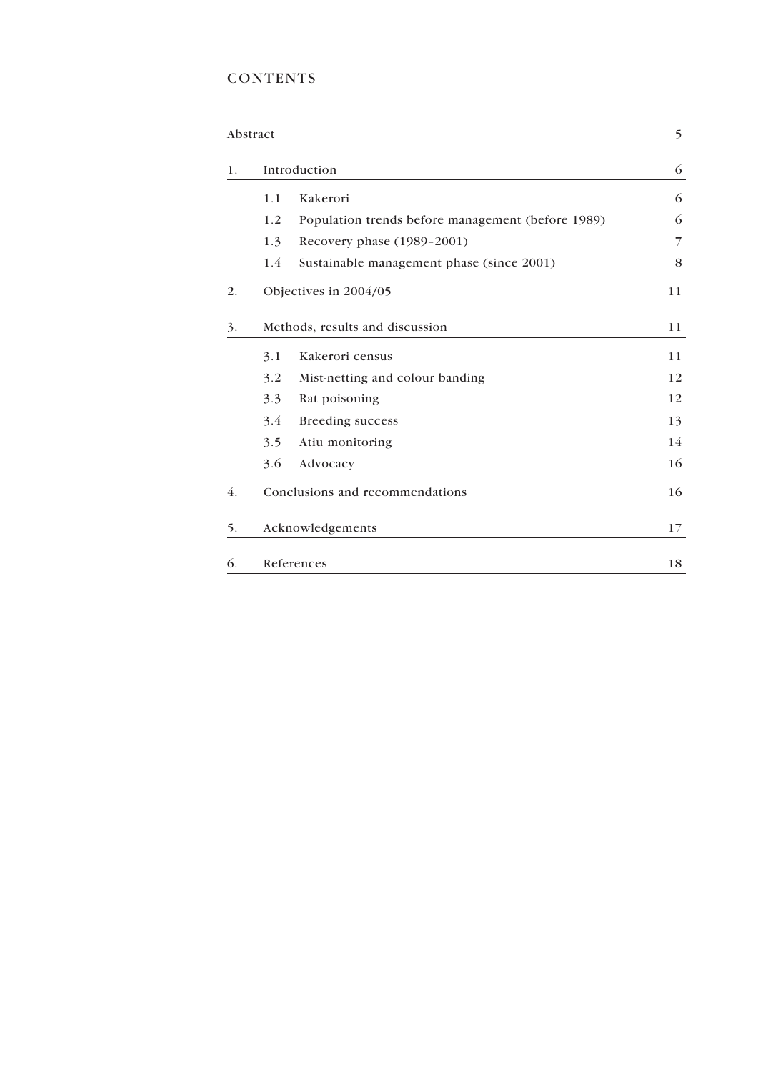# CONTENTS

| | | |
|---|---|---|
| Abstract | | 5 |
| 1. | Introduction | 6 |
| | 1.1 Kakerori | 6 |
| | 1.2 Population trends before management (before 1989) | 6 |
| | 1.3 Recovery phase (1989–2001) | 7 |
| | 1.4 Sustainable management phase (since 2001) | 8 |
| 2. | Objectives in 2004/05 | 11 |
| 3. | Methods, results and discussion | 11 |
| | 3.1 Kakerori census | 11 |
| | 3.2 Mist-netting and colour banding | 12 |
| | 3.3 Rat poisoning | 12 |
| | 3.4 Breeding success | 13 |
| | 3.5 Atiu monitoring | 14 |
| | 3.6 Advocacy | 16 |
| 4. | Conclusions and recommendations | 16 |
| 5. | Acknowledgements | 17 |
| 6. | References | 18 |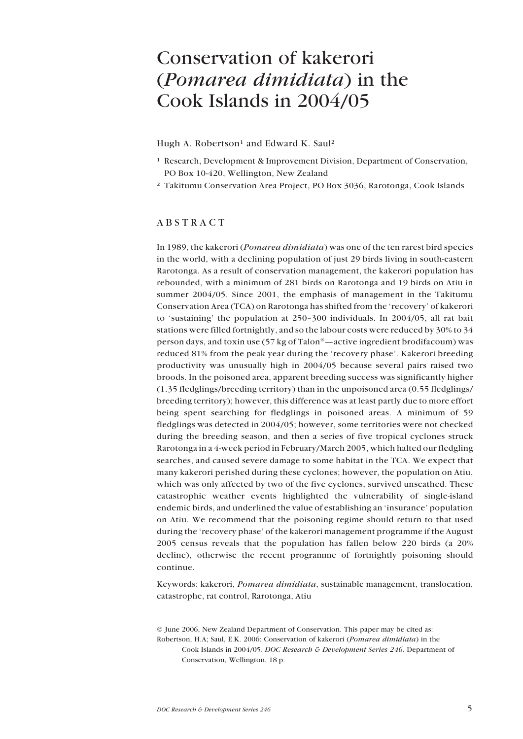# Conservation of kakerori (*Pomarea dimidiata*) in the Cook Islands in 2004/05

Hugh A. Robertson[1] and Edward K. Saul[2]

[1] Research, Development & Improvement Division, Department of Conservation, PO Box 10-420, Wellington, New Zealand

[2] Takitumu Conservation Area Project, PO Box 3036, Rarotonga, Cook Islands

## ABSTRACT

In 1989, the kakerori (*Pomarea dimidiata*) was one of the ten rarest bird species in the world, with a declining population of just 29 birds living in south-eastern Rarotonga. As a result of conservation management, the kakerori population has rebounded, with a minimum of 281 birds on Rarotonga and 19 birds on Atiu in summer 2004/05. Since 2001, the emphasis of management in the Takitumu Conservation Area (TCA) on Rarotonga has shifted from the 'recovery' of kakerori to 'sustaining' the population at 250–300 individuals. In 2004/05, all rat bait stations were filled fortnightly, and so the labour costs were reduced by 30% to 34 person days, and toxin use (57 kg of Talon®—active ingredient brodifacoum) was reduced 81% from the peak year during the 'recovery phase'. Kakerori breeding productivity was unusually high in 2004/05 because several pairs raised two broods. In the poisoned area, apparent breeding success was significantly higher (1.35 fledglings/breeding territory) than in the unpoisoned area (0.55 fledglings/breeding territory); however, this difference was at least partly due to more effort being spent searching for fledglings in poisoned areas. A minimum of 59 fledglings was detected in 2004/05; however, some territories were not checked during the breeding season, and then a series of five tropical cyclones struck Rarotonga in a 4-week period in February/March 2005, which halted our fledgling searches, and caused severe damage to some habitat in the TCA. We expect that many kakerori perished during these cyclones; however, the population on Atiu, which was only affected by two of the five cyclones, survived unscathed. These catastrophic weather events highlighted the vulnerability of single-island endemic birds, and underlined the value of establishing an 'insurance' population on Atiu. We recommend that the poisoning regime should return to that used during the 'recovery phase' of the kakerori management programme if the August 2005 census reveals that the population has fallen below 220 birds (a 20% decline), otherwise the recent programme of fortnightly poisoning should continue.

Keywords: kakerori, *Pomarea dimidiata*, sustainable management, translocation, catastrophe, rat control, Rarotonga, Atiu

© June 2006, New Zealand Department of Conservation. This paper may be cited as:
Robertson, H.A; Saul, E.K. 2006: Conservation of kakerori (*Pomarea dimidiata*) in the Cook Islands in 2004/05. *DOC Research & Development Series 246*. Department of Conservation, Wellington. 18 p.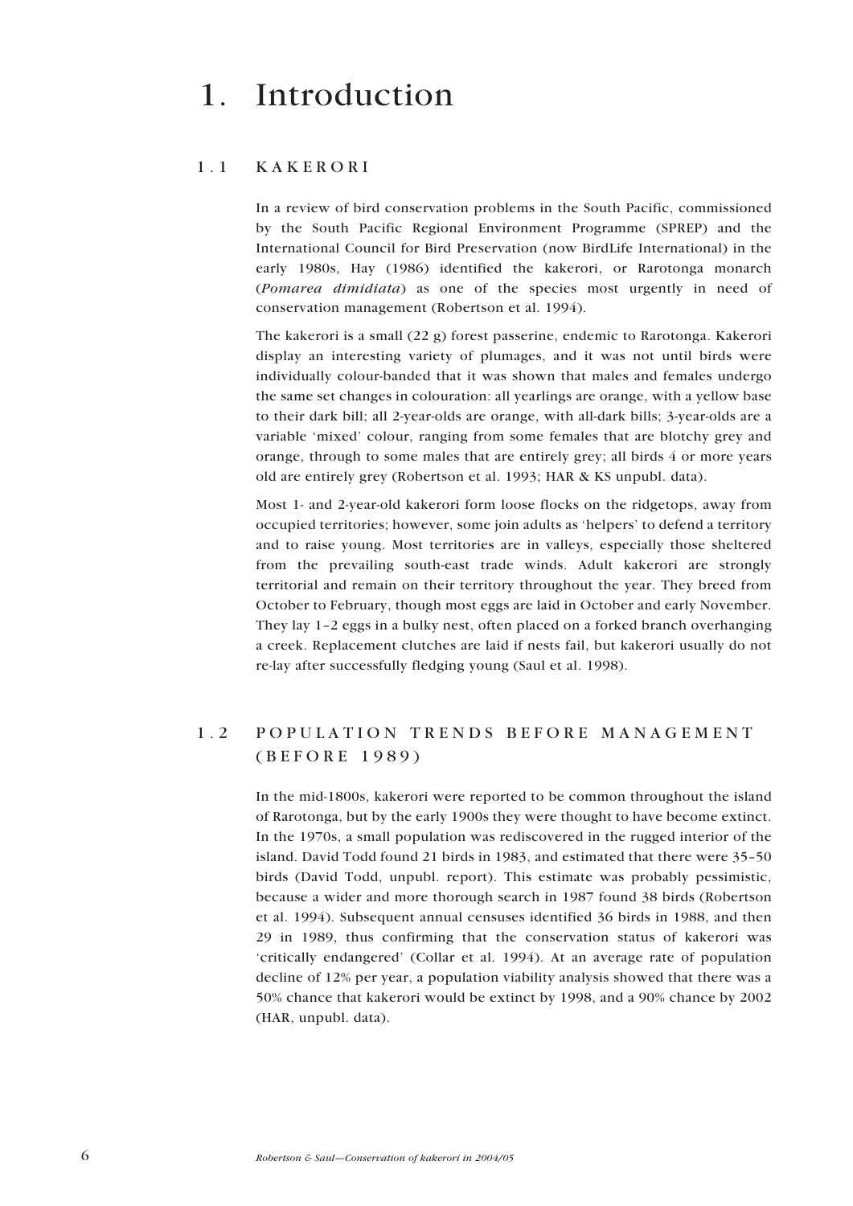# 1. Introduction

## 1.1 KAKERORI

In a review of bird conservation problems in the South Pacific, commissioned by the South Pacific Regional Environment Programme (SPREP) and the International Council for Bird Preservation (now BirdLife International) in the early 1980s, Hay (1986) identified the kakerori, or Rarotonga monarch (*Pomarea dimidiata*) as one of the species most urgently in need of conservation management (Robertson et al. 1994).

The kakerori is a small (22 g) forest passerine, endemic to Rarotonga. Kakerori display an interesting variety of plumages, and it was not until birds were individually colour-banded that it was shown that males and females undergo the same set changes in colouration: all yearlings are orange, with a yellow base to their dark bill; all 2-year-olds are orange, with all-dark bills; 3-year-olds are a variable 'mixed' colour, ranging from some females that are blotchy grey and orange, through to some males that are entirely grey; all birds 4 or more years old are entirely grey (Robertson et al. 1993; HAR & KS unpubl. data).

Most 1- and 2-year-old kakerori form loose flocks on the ridgetops, away from occupied territories; however, some join adults as 'helpers' to defend a territory and to raise young. Most territories are in valleys, especially those sheltered from the prevailing south-east trade winds. Adult kakerori are strongly territorial and remain on their territory throughout the year. They breed from October to February, though most eggs are laid in October and early November. They lay 1–2 eggs in a bulky nest, often placed on a forked branch overhanging a creek. Replacement clutches are laid if nests fail, but kakerori usually do not re-lay after successfully fledging young (Saul et al. 1998).

## 1.2 POPULATION TRENDS BEFORE MANAGEMENT (BEFORE 1989)

In the mid-1800s, kakerori were reported to be common throughout the island of Rarotonga, but by the early 1900s they were thought to have become extinct. In the 1970s, a small population was rediscovered in the rugged interior of the island. David Todd found 21 birds in 1983, and estimated that there were 35–50 birds (David Todd, unpubl. report). This estimate was probably pessimistic, because a wider and more thorough search in 1987 found 38 birds (Robertson et al. 1994). Subsequent annual censuses identified 36 birds in 1988, and then 29 in 1989, thus confirming that the conservation status of kakerori was 'critically endangered' (Collar et al. 1994). At an average rate of population decline of 12% per year, a population viability analysis showed that there was a 50% chance that kakerori would be extinct by 1998, and a 90% chance by 2002 (HAR, unpubl. data).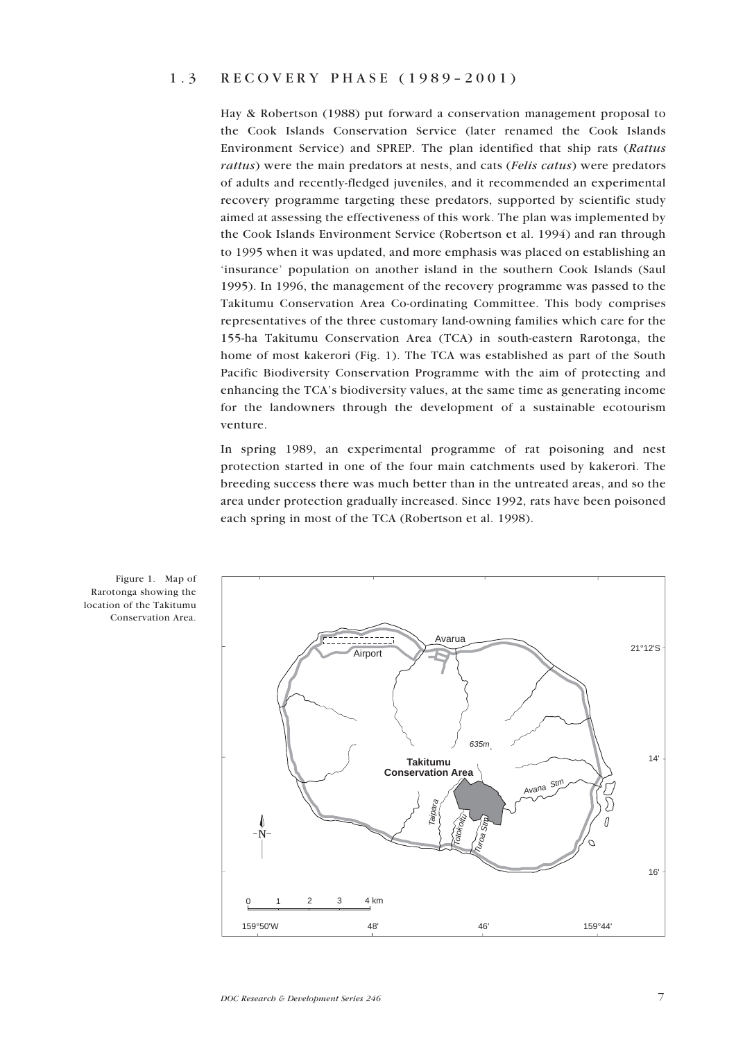## 1.3 RECOVERY PHASE (1989–2001)

Hay & Robertson (1988) put forward a conservation management proposal to the Cook Islands Conservation Service (later renamed the Cook Islands Environment Service) and SPREP. The plan identified that ship rats (*Rattus rattus*) were the main predators at nests, and cats (*Felis catus*) were predators of adults and recently-fledged juveniles, and it recommended an experimental recovery programme targeting these predators, supported by scientific study aimed at assessing the effectiveness of this work. The plan was implemented by the Cook Islands Environment Service (Robertson et al. 1994) and ran through to 1995 when it was updated, and more emphasis was placed on establishing an 'insurance' population on another island in the southern Cook Islands (Saul 1995). In 1996, the management of the recovery programme was passed to the Takitumu Conservation Area Co-ordinating Committee. This body comprises representatives of the three customary land-owning families which care for the 155-ha Takitumu Conservation Area (TCA) in south-eastern Rarotonga, the home of most kakerori (Fig. 1). The TCA was established as part of the South Pacific Biodiversity Conservation Programme with the aim of protecting and enhancing the TCA's biodiversity values, at the same time as generating income for the landowners through the development of a sustainable ecotourism venture.

In spring 1989, an experimental programme of rat poisoning and nest protection started in one of the four main catchments used by kakerori. The breeding success there was much better than in the untreated areas, and so the area under protection gradually increased. Since 1992, rats have been poisoned each spring in most of the TCA (Robertson et al. 1998).

Figure 1. Map of Rarotonga showing the location of the Takitumu Conservation Area.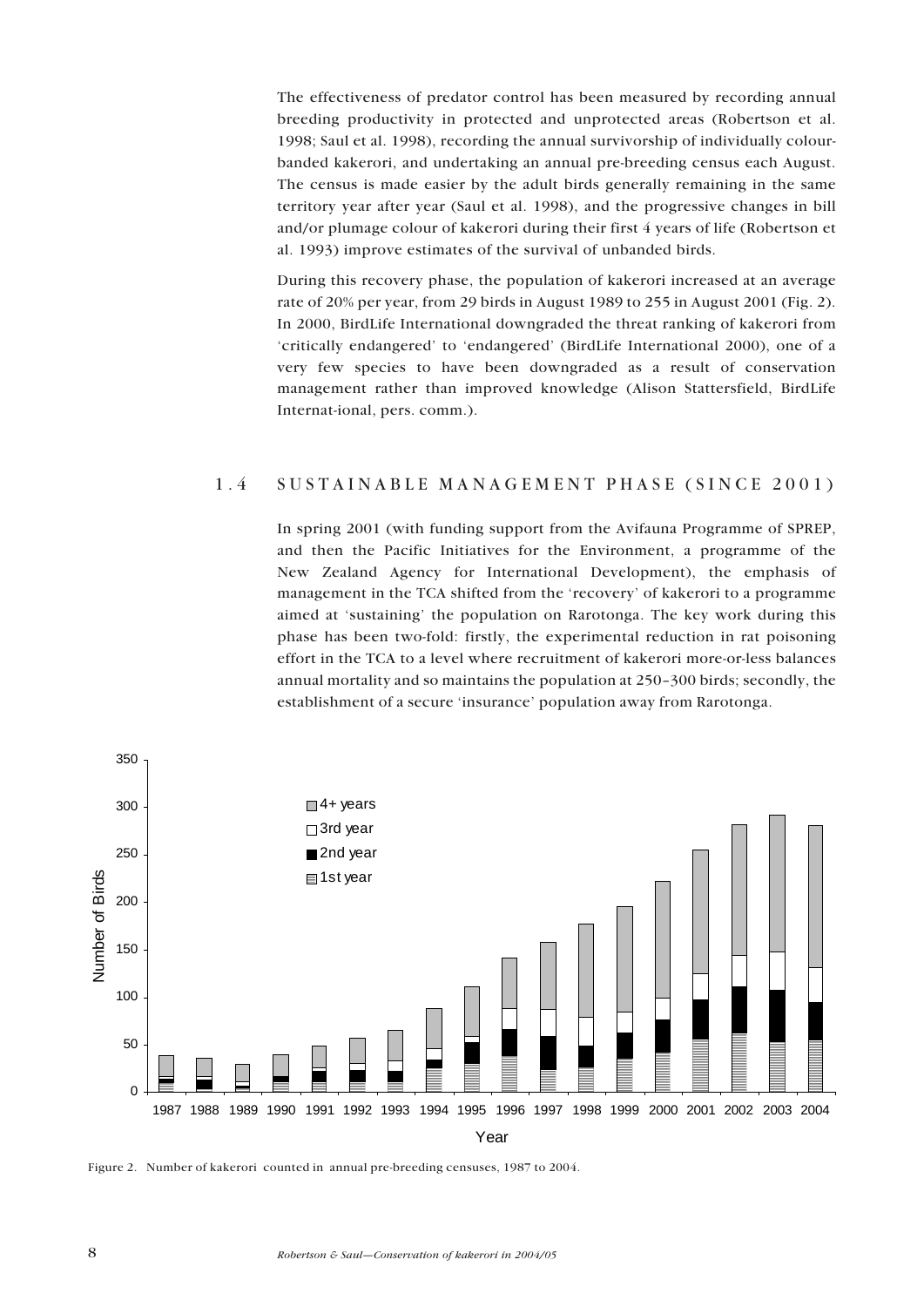The effectiveness of predator control has been measured by recording annual breeding productivity in protected and unprotected areas (Robertson et al. 1998; Saul et al. 1998), recording the annual survivorship of individually colour-banded kakerori, and undertaking an annual pre-breeding census each August. The census is made easier by the adult birds generally remaining in the same territory year after year (Saul et al. 1998), and the progressive changes in bill and/or plumage colour of kakerori during their first 4 years of life (Robertson et al. 1993) improve estimates of the survival of unbanded birds.

During this recovery phase, the population of kakerori increased at an average rate of 20% per year, from 29 birds in August 1989 to 255 in August 2001 (Fig. 2). In 2000, BirdLife International downgraded the threat ranking of kakerori from 'critically endangered' to 'endangered' (BirdLife International 2000), one of a very few species to have been downgraded as a result of conservation management rather than improved knowledge (Alison Stattersfield, BirdLife Internat-ional, pers. comm.).

## 1.4 SUSTAINABLE MANAGEMENT PHASE (SINCE 2001)

In spring 2001 (with funding support from the Avifauna Programme of SPREP, and then the Pacific Initiatives for the Environment, a programme of the New Zealand Agency for International Development), the emphasis of management in the TCA shifted from the 'recovery' of kakerori to a programme aimed at 'sustaining' the population on Rarotonga. The key work during this phase has been two-fold: firstly, the experimental reduction in rat poisoning effort in the TCA to a level where recruitment of kakerori more-or-less balances annual mortality and so maintains the population at 250–300 birds; secondly, the establishment of a secure 'insurance' population away from Rarotonga.

Figure 2. Number of kakerori counted in annual pre-breeding censuses, 1987 to 2004.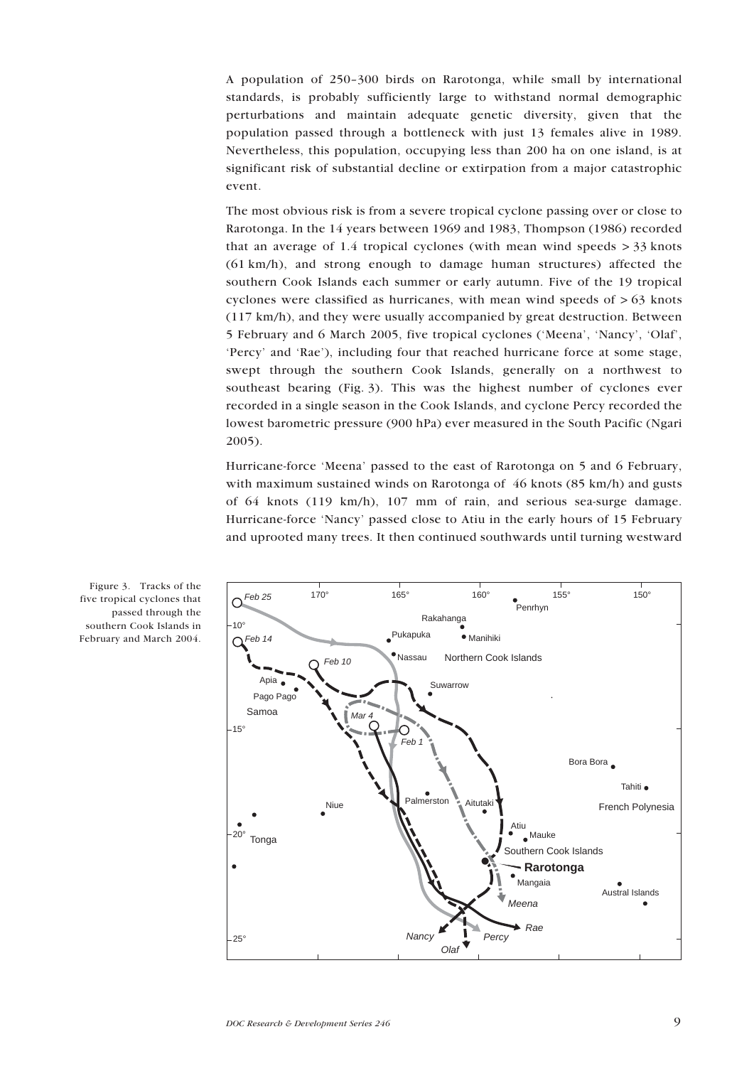A population of 250–300 birds on Rarotonga, while small by international standards, is probably sufficiently large to withstand normal demographic perturbations and maintain adequate genetic diversity, given that the population passed through a bottleneck with just 13 females alive in 1989. Nevertheless, this population, occupying less than 200 ha on one island, is at significant risk of substantial decline or extirpation from a major catastrophic event.

The most obvious risk is from a severe tropical cyclone passing over or close to Rarotonga. In the 14 years between 1969 and 1983, Thompson (1986) recorded that an average of 1.4 tropical cyclones (with mean wind speeds > 33 knots (61 km/h), and strong enough to damage human structures) affected the southern Cook Islands each summer or early autumn. Five of the 19 tropical cyclones were classified as hurricanes, with mean wind speeds of > 63 knots (117 km/h), and they were usually accompanied by great destruction. Between 5 February and 6 March 2005, five tropical cyclones ('Meena', 'Nancy', 'Olaf', 'Percy' and 'Rae'), including four that reached hurricane force at some stage, swept through the southern Cook Islands, generally on a northwest to southeast bearing (Fig. 3). This was the highest number of cyclones ever recorded in a single season in the Cook Islands, and cyclone Percy recorded the lowest barometric pressure (900 hPa) ever measured in the South Pacific (Ngari 2005).

Hurricane-force 'Meena' passed to the east of Rarotonga on 5 and 6 February, with maximum sustained winds on Rarotonga of 46 knots (85 km/h) and gusts of 64 knots (119 km/h), 107 mm of rain, and serious sea-surge damage. Hurricane-force 'Nancy' passed close to Atiu in the early hours of 15 February and uprooted many trees. It then continued southwards until turning westward

Figure 3. Tracks of the five tropical cyclones that passed through the southern Cook Islands in February and March 2004.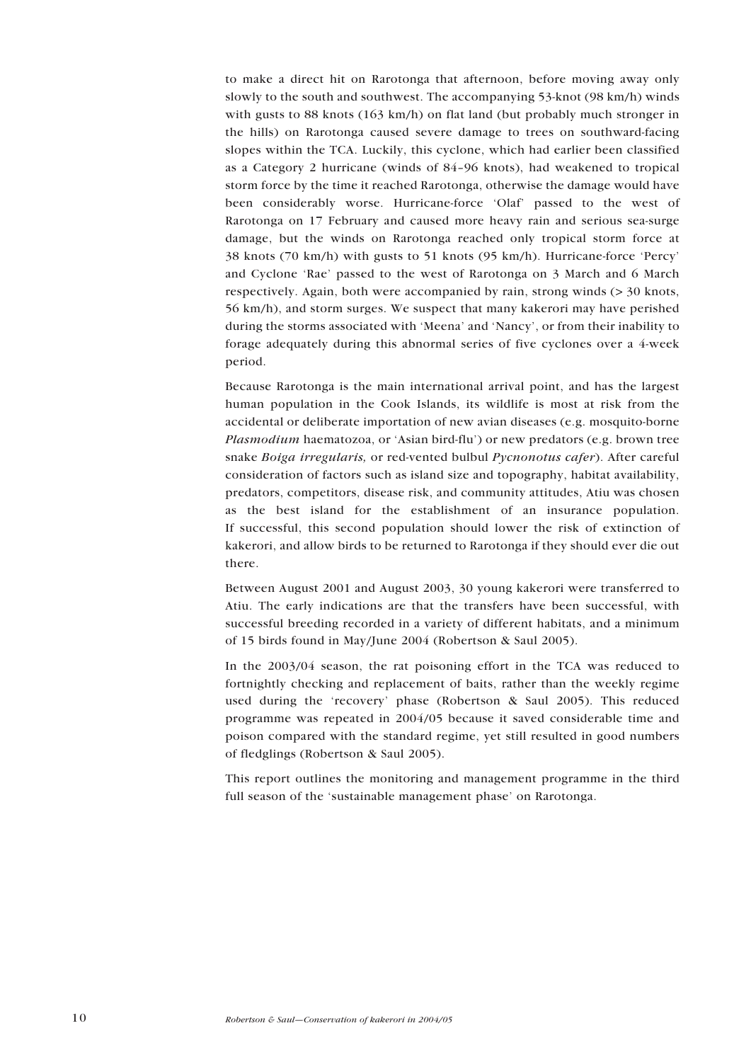to make a direct hit on Rarotonga that afternoon, before moving away only slowly to the south and southwest. The accompanying 53-knot (98 km/h) winds with gusts to 88 knots (163 km/h) on flat land (but probably much stronger in the hills) on Rarotonga caused severe damage to trees on southward-facing slopes within the TCA. Luckily, this cyclone, which had earlier been classified as a Category 2 hurricane (winds of 84–96 knots), had weakened to tropical storm force by the time it reached Rarotonga, otherwise the damage would have been considerably worse. Hurricane-force 'Olaf' passed to the west of Rarotonga on 17 February and caused more heavy rain and serious sea-surge damage, but the winds on Rarotonga reached only tropical storm force at 38 knots (70 km/h) with gusts to 51 knots (95 km/h). Hurricane-force 'Percy' and Cyclone 'Rae' passed to the west of Rarotonga on 3 March and 6 March respectively. Again, both were accompanied by rain, strong winds (> 30 knots, 56 km/h), and storm surges. We suspect that many kakerori may have perished during the storms associated with 'Meena' and 'Nancy', or from their inability to forage adequately during this abnormal series of five cyclones over a 4-week period.

Because Rarotonga is the main international arrival point, and has the largest human population in the Cook Islands, its wildlife is most at risk from the accidental or deliberate importation of new avian diseases (e.g. mosquito-borne *Plasmodium* haematozoa, or 'Asian bird-flu') or new predators (e.g. brown tree snake *Boiga irregularis,* or red-vented bulbul *Pycnonotus cafer*). After careful consideration of factors such as island size and topography, habitat availability, predators, competitors, disease risk, and community attitudes, Atiu was chosen as the best island for the establishment of an insurance population. If successful, this second population should lower the risk of extinction of kakerori, and allow birds to be returned to Rarotonga if they should ever die out there.

Between August 2001 and August 2003, 30 young kakerori were transferred to Atiu. The early indications are that the transfers have been successful, with successful breeding recorded in a variety of different habitats, and a minimum of 15 birds found in May/June 2004 (Robertson & Saul 2005).

In the 2003/04 season, the rat poisoning effort in the TCA was reduced to fortnightly checking and replacement of baits, rather than the weekly regime used during the 'recovery' phase (Robertson & Saul 2005). This reduced programme was repeated in 2004/05 because it saved considerable time and poison compared with the standard regime, yet still resulted in good numbers of fledglings (Robertson & Saul 2005).

This report outlines the monitoring and management programme in the third full season of the 'sustainable management phase' on Rarotonga.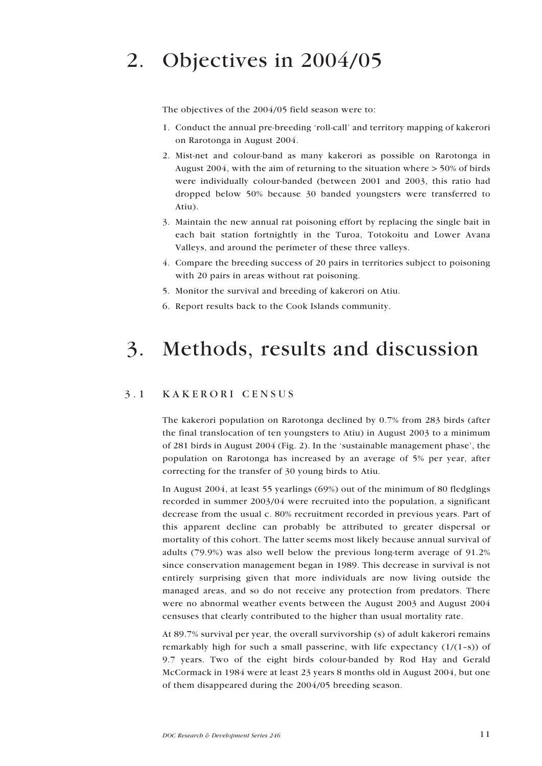# 2. Objectives in 2004/05

The objectives of the 2004/05 field season were to:

1. Conduct the annual pre-breeding 'roll-call' and territory mapping of kakerori on Rarotonga in August 2004.
2. Mist-net and colour-band as many kakerori as possible on Rarotonga in August 2004, with the aim of returning to the situation where > 50% of birds were individually colour-banded (between 2001 and 2003, this ratio had dropped below 50% because 30 banded youngsters were transferred to Atiu).
3. Maintain the new annual rat poisoning effort by replacing the single bait in each bait station fortnightly in the Turoa, Totokoitu and Lower Avana Valleys, and around the perimeter of these three valleys.
4. Compare the breeding success of 20 pairs in territories subject to poisoning with 20 pairs in areas without rat poisoning.
5. Monitor the survival and breeding of kakerori on Atiu.
6. Report results back to the Cook Islands community.

# 3. Methods, results and discussion

## 3.1 KAKERORI CENSUS

The kakerori population on Rarotonga declined by 0.7% from 283 birds (after the final translocation of ten youngsters to Atiu) in August 2003 to a minimum of 281 birds in August 2004 (Fig. 2). In the 'sustainable management phase', the population on Rarotonga has increased by an average of 5% per year, after correcting for the transfer of 30 young birds to Atiu.

In August 2004, at least 55 yearlings (69%) out of the minimum of 80 fledglings recorded in summer 2003/04 were recruited into the population, a significant decrease from the usual c. 80% recruitment recorded in previous years. Part of this apparent decline can probably be attributed to greater dispersal or mortality of this cohort. The latter seems most likely because annual survival of adults (79.9%) was also well below the previous long-term average of 91.2% since conservation management began in 1989. This decrease in survival is not entirely surprising given that more individuals are now living outside the managed areas, and so do not receive any protection from predators. There were no abnormal weather events between the August 2003 and August 2004 censuses that clearly contributed to the higher than usual mortality rate.

At 89.7% survival per year, the overall survivorship (s) of adult kakerori remains remarkably high for such a small passerine, with life expectancy ($1/(1-s)$) of 9.7 years. Two of the eight birds colour-banded by Rod Hay and Gerald McCormack in 1984 were at least 23 years 8 months old in August 2004, but one of them disappeared during the 2004/05 breeding season.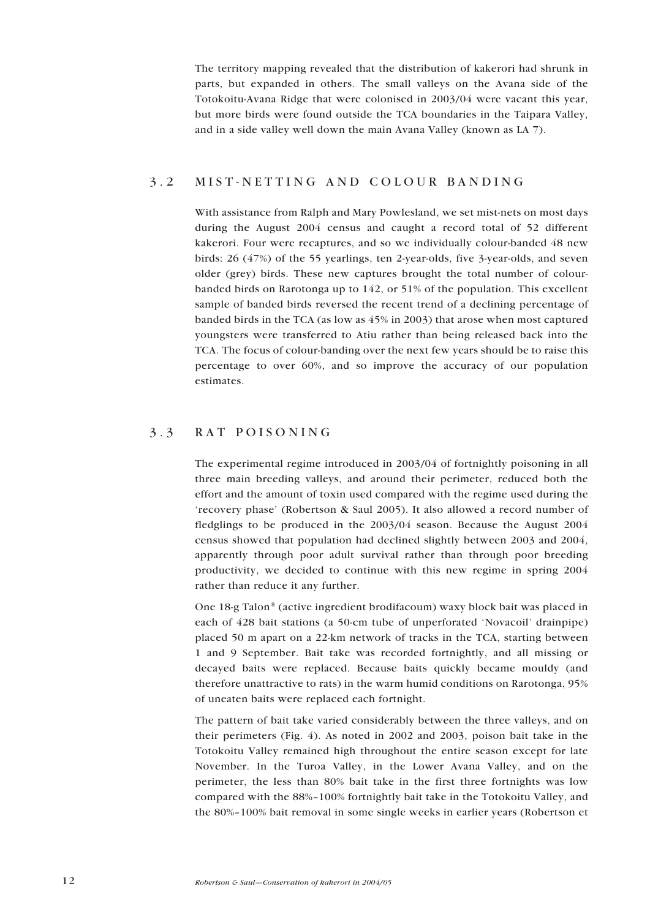The territory mapping revealed that the distribution of kakerori had shrunk in parts, but expanded in others. The small valleys on the Avana side of the Totokoitu-Avana Ridge that were colonised in 2003/04 were vacant this year, but more birds were found outside the TCA boundaries in the Taipara Valley, and in a side valley well down the main Avana Valley (known as LA 7).

## 3.2 MIST-NETTING AND COLOUR BANDING

With assistance from Ralph and Mary Powlesland, we set mist-nets on most days during the August 2004 census and caught a record total of 52 different kakerori. Four were recaptures, and so we individually colour-banded 48 new birds: 26 (47%) of the 55 yearlings, ten 2-year-olds, five 3-year-olds, and seven older (grey) birds. These new captures brought the total number of colour-banded birds on Rarotonga up to 142, or 51% of the population. This excellent sample of banded birds reversed the recent trend of a declining percentage of banded birds in the TCA (as low as 45% in 2003) that arose when most captured youngsters were transferred to Atiu rather than being released back into the TCA. The focus of colour-banding over the next few years should be to raise this percentage to over 60%, and so improve the accuracy of our population estimates.

## 3.3 RAT POISONING

The experimental regime introduced in 2003/04 of fortnightly poisoning in all three main breeding valleys, and around their perimeter, reduced both the effort and the amount of toxin used compared with the regime used during the 'recovery phase' (Robertson & Saul 2005). It also allowed a record number of fledglings to be produced in the 2003/04 season. Because the August 2004 census showed that population had declined slightly between 2003 and 2004, apparently through poor adult survival rather than through poor breeding productivity, we decided to continue with this new regime in spring 2004 rather than reduce it any further.

One 18-g Talon® (active ingredient brodifacoum) waxy block bait was placed in each of 428 bait stations (a 50-cm tube of unperforated 'Novacoil' drainpipe) placed 50 m apart on a 22-km network of tracks in the TCA, starting between 1 and 9 September. Bait take was recorded fortnightly, and all missing or decayed baits were replaced. Because baits quickly became mouldy (and therefore unattractive to rats) in the warm humid conditions on Rarotonga, 95% of uneaten baits were replaced each fortnight.

The pattern of bait take varied considerably between the three valleys, and on their perimeters (Fig. 4). As noted in 2002 and 2003, poison bait take in the Totokoitu Valley remained high throughout the entire season except for late November. In the Turoa Valley, in the Lower Avana Valley, and on the perimeter, the less than 80% bait take in the first three fortnights was low compared with the 88%–100% fortnightly bait take in the Totokoitu Valley, and the 80%–100% bait removal in some single weeks in earlier years (Robertson et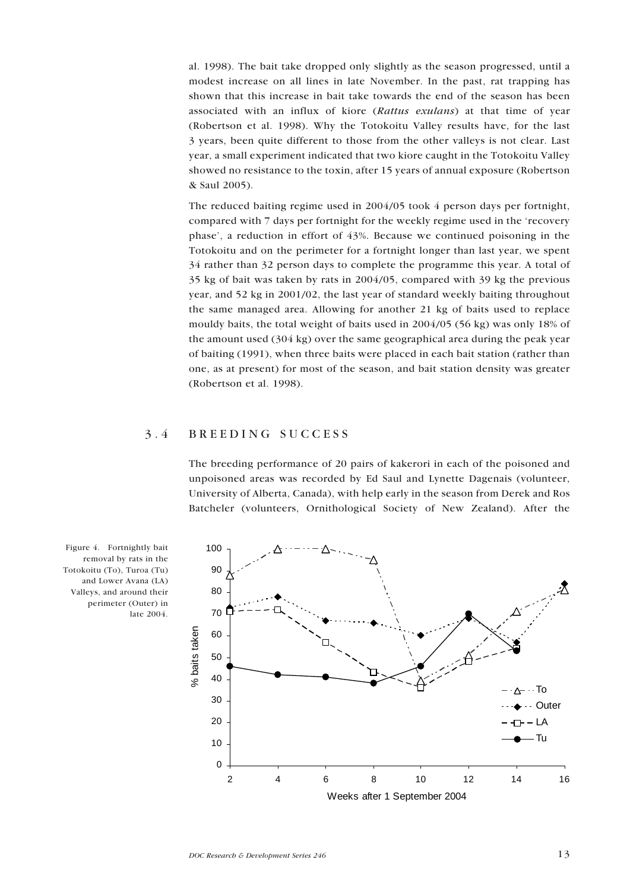al. 1998). The bait take dropped only slightly as the season progressed, until a modest increase on all lines in late November. In the past, rat trapping has shown that this increase in bait take towards the end of the season has been associated with an influx of kiore (*Rattus exulans*) at that time of year (Robertson et al. 1998). Why the Totokoitu Valley results have, for the last 3 years, been quite different to those from the other valleys is not clear. Last year, a small experiment indicated that two kiore caught in the Totokoitu Valley showed no resistance to the toxin, after 15 years of annual exposure (Robertson & Saul 2005).

The reduced baiting regime used in 2004/05 took 4 person days per fortnight, compared with 7 days per fortnight for the weekly regime used in the 'recovery phase', a reduction in effort of 43%. Because we continued poisoning in the Totokoitu and on the perimeter for a fortnight longer than last year, we spent 34 rather than 32 person days to complete the programme this year. A total of 35 kg of bait was taken by rats in 2004/05, compared with 39 kg the previous year, and 52 kg in 2001/02, the last year of standard weekly baiting throughout the same managed area. Allowing for another 21 kg of baits used to replace mouldy baits, the total weight of baits used in 2004/05 (56 kg) was only 18% of the amount used (304 kg) over the same geographical area during the peak year of baiting (1991), when three baits were placed in each bait station (rather than one, as at present) for most of the season, and bait station density was greater (Robertson et al. 1998).

## 3.4 BREEDING SUCCESS

The breeding performance of 20 pairs of kakerori in each of the poisoned and unpoisoned areas was recorded by Ed Saul and Lynette Dagenais (volunteer, University of Alberta, Canada), with help early in the season from Derek and Ros Batcheler (volunteers, Ornithological Society of New Zealand). After the

Figure 4. Fortnightly bait removal by rats in the Totokoitu (To), Turoa (Tu) and Lower Avana (LA) Valleys, and around their perimeter (Outer) in late 2004.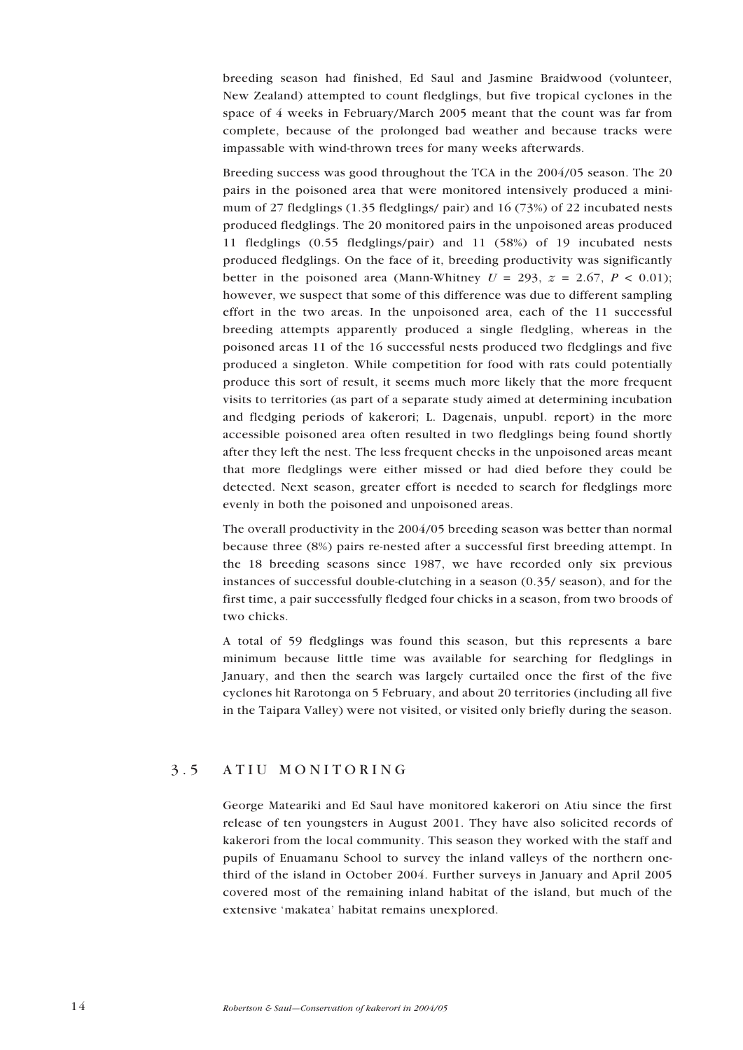breeding season had finished, Ed Saul and Jasmine Braidwood (volunteer, New Zealand) attempted to count fledglings, but five tropical cyclones in the space of 4 weeks in February/March 2005 meant that the count was far from complete, because of the prolonged bad weather and because tracks were impassable with wind-thrown trees for many weeks afterwards.

Breeding success was good throughout the TCA in the 2004/05 season. The 20 pairs in the poisoned area that were monitored intensively produced a minimum of 27 fledglings (1.35 fledglings/ pair) and 16 (73%) of 22 incubated nests produced fledglings. The 20 monitored pairs in the unpoisoned areas produced 11 fledglings (0.55 fledglings/pair) and 11 (58%) of 19 incubated nests produced fledglings. On the face of it, breeding productivity was significantly better in the poisoned area (Mann-Whitney $U = 293$, $z = 2.67$, $P < 0.01$); however, we suspect that some of this difference was due to different sampling effort in the two areas. In the unpoisoned area, each of the 11 successful breeding attempts apparently produced a single fledgling, whereas in the poisoned areas 11 of the 16 successful nests produced two fledglings and five produced a singleton. While competition for food with rats could potentially produce this sort of result, it seems much more likely that the more frequent visits to territories (as part of a separate study aimed at determining incubation and fledging periods of kakerori; L. Dagenais, unpubl. report) in the more accessible poisoned area often resulted in two fledglings being found shortly after they left the nest. The less frequent checks in the unpoisoned areas meant that more fledglings were either missed or had died before they could be detected. Next season, greater effort is needed to search for fledglings more evenly in both the poisoned and unpoisoned areas.

The overall productivity in the 2004/05 breeding season was better than normal because three (8%) pairs re-nested after a successful first breeding attempt. In the 18 breeding seasons since 1987, we have recorded only six previous instances of successful double-clutching in a season (0.35/ season), and for the first time, a pair successfully fledged four chicks in a season, from two broods of two chicks.

A total of 59 fledglings was found this season, but this represents a bare minimum because little time was available for searching for fledglings in January, and then the search was largely curtailed once the first of the five cyclones hit Rarotonga on 5 February, and about 20 territories (including all five in the Taipara Valley) were not visited, or visited only briefly during the season.

## 3.5 ATIU MONITORING

George Mateariki and Ed Saul have monitored kakerori on Atiu since the first release of ten youngsters in August 2001. They have also solicited records of kakerori from the local community. This season they worked with the staff and pupils of Enuamanu School to survey the inland valleys of the northern one-third of the island in October 2004. Further surveys in January and April 2005 covered most of the remaining inland habitat of the island, but much of the extensive 'makatea' habitat remains unexplored.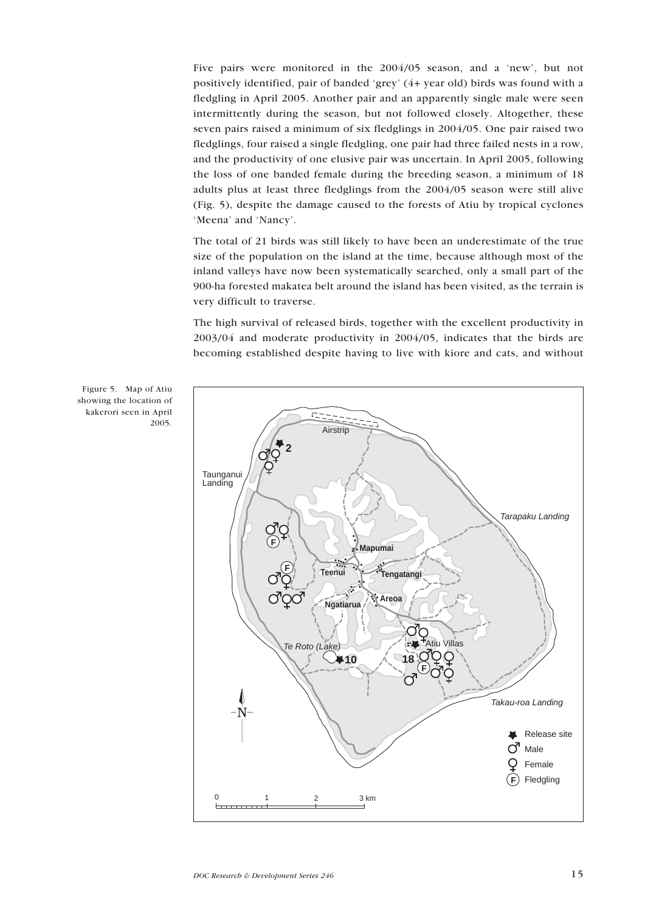Five pairs were monitored in the 2004/05 season, and a 'new', but not positively identified, pair of banded 'grey' (4+ year old) birds was found with a fledgling in April 2005. Another pair and an apparently single male were seen intermittently during the season, but not followed closely. Altogether, these seven pairs raised a minimum of six fledglings in 2004/05. One pair raised two fledglings, four raised a single fledgling, one pair had three failed nests in a row, and the productivity of one elusive pair was uncertain. In April 2005, following the loss of one banded female during the breeding season, a minimum of 18 adults plus at least three fledglings from the 2004/05 season were still alive (Fig. 5), despite the damage caused to the forests of Atiu by tropical cyclones 'Meena' and 'Nancy'.

The total of 21 birds was still likely to have been an underestimate of the true size of the population on the island at the time, because although most of the inland valleys have now been systematically searched, only a small part of the 900-ha forested makatea belt around the island has been visited, as the terrain is very difficult to traverse.

The high survival of released birds, together with the excellent productivity in 2003/04 and moderate productivity in 2004/05, indicates that the birds are becoming established despite having to live with kiore and cats, and without

Figure 5. Map of Atiu showing the location of kakerori seen in April 2005.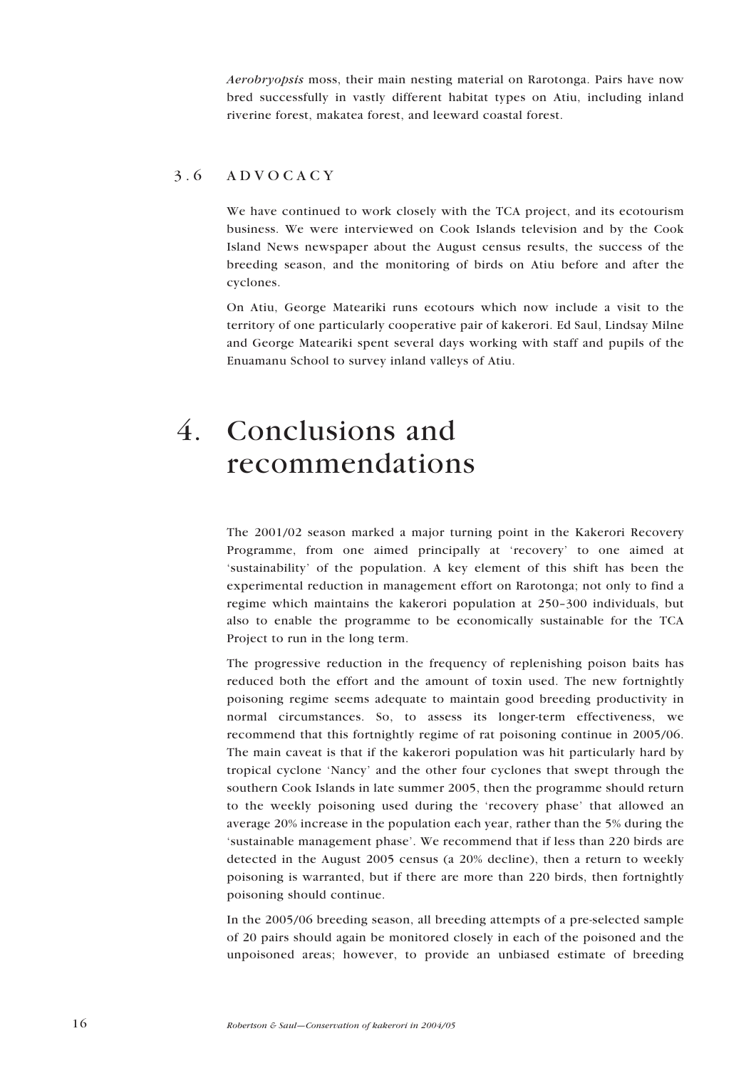*Aerobryopsis* moss, their main nesting material on Rarotonga. Pairs have now bred successfully in vastly different habitat types on Atiu, including inland riverine forest, makatea forest, and leeward coastal forest.

## 3.6 ADVOCACY

We have continued to work closely with the TCA project, and its ecotourism business. We were interviewed on Cook Islands television and by the Cook Island News newspaper about the August census results, the success of the breeding season, and the monitoring of birds on Atiu before and after the cyclones.

On Atiu, George Mateariki runs ecotours which now include a visit to the territory of one particularly cooperative pair of kakerori. Ed Saul, Lindsay Milne and George Mateariki spent several days working with staff and pupils of the Enuamanu School to survey inland valleys of Atiu.

# 4. Conclusions and recommendations

The 2001/02 season marked a major turning point in the Kakerori Recovery Programme, from one aimed principally at 'recovery' to one aimed at 'sustainability' of the population. A key element of this shift has been the experimental reduction in management effort on Rarotonga; not only to find a regime which maintains the kakerori population at 250–300 individuals, but also to enable the programme to be economically sustainable for the TCA Project to run in the long term.

The progressive reduction in the frequency of replenishing poison baits has reduced both the effort and the amount of toxin used. The new fortnightly poisoning regime seems adequate to maintain good breeding productivity in normal circumstances. So, to assess its longer-term effectiveness, we recommend that this fortnightly regime of rat poisoning continue in 2005/06. The main caveat is that if the kakerori population was hit particularly hard by tropical cyclone 'Nancy' and the other four cyclones that swept through the southern Cook Islands in late summer 2005, then the programme should return to the weekly poisoning used during the 'recovery phase' that allowed an average 20% increase in the population each year, rather than the 5% during the 'sustainable management phase'. We recommend that if less than 220 birds are detected in the August 2005 census (a 20% decline), then a return to weekly poisoning is warranted, but if there are more than 220 birds, then fortnightly poisoning should continue.

In the 2005/06 breeding season, all breeding attempts of a pre-selected sample of 20 pairs should again be monitored closely in each of the poisoned and the unpoisoned areas; however, to provide an unbiased estimate of breeding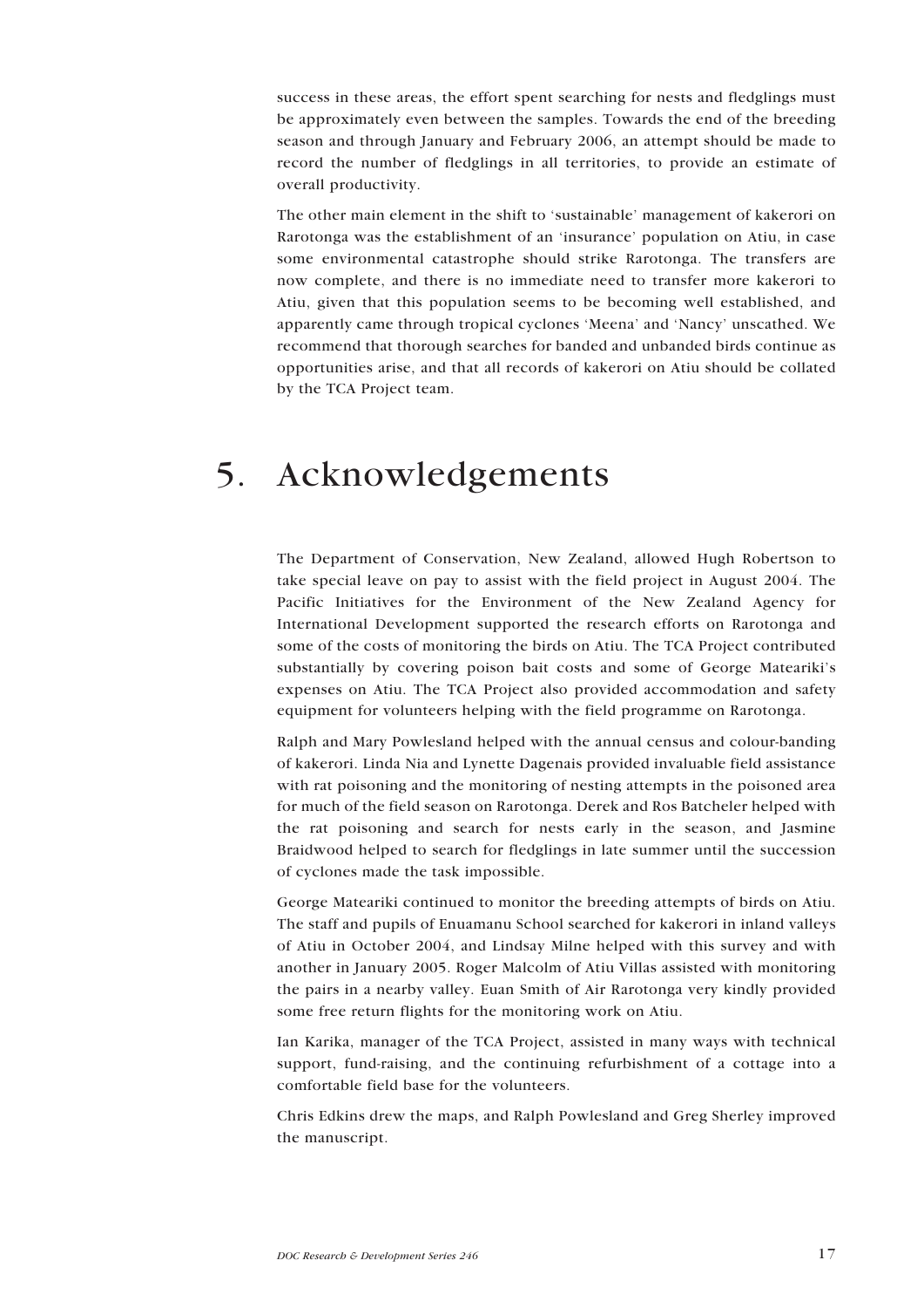success in these areas, the effort spent searching for nests and fledglings must be approximately even between the samples. Towards the end of the breeding season and through January and February 2006, an attempt should be made to record the number of fledglings in all territories, to provide an estimate of overall productivity.

The other main element in the shift to 'sustainable' management of kakerori on Rarotonga was the establishment of an 'insurance' population on Atiu, in case some environmental catastrophe should strike Rarotonga. The transfers are now complete, and there is no immediate need to transfer more kakerori to Atiu, given that this population seems to be becoming well established, and apparently came through tropical cyclones 'Meena' and 'Nancy' unscathed. We recommend that thorough searches for banded and unbanded birds continue as opportunities arise, and that all records of kakerori on Atiu should be collated by the TCA Project team.

# 5. Acknowledgements

The Department of Conservation, New Zealand, allowed Hugh Robertson to take special leave on pay to assist with the field project in August 2004. The Pacific Initiatives for the Environment of the New Zealand Agency for International Development supported the research efforts on Rarotonga and some of the costs of monitoring the birds on Atiu. The TCA Project contributed substantially by covering poison bait costs and some of George Mateariki's expenses on Atiu. The TCA Project also provided accommodation and safety equipment for volunteers helping with the field programme on Rarotonga.

Ralph and Mary Powlesland helped with the annual census and colour-banding of kakerori. Linda Nia and Lynette Dagenais provided invaluable field assistance with rat poisoning and the monitoring of nesting attempts in the poisoned area for much of the field season on Rarotonga. Derek and Ros Batcheler helped with the rat poisoning and search for nests early in the season, and Jasmine Braidwood helped to search for fledglings in late summer until the succession of cyclones made the task impossible.

George Mateariki continued to monitor the breeding attempts of birds on Atiu. The staff and pupils of Enuamanu School searched for kakerori in inland valleys of Atiu in October 2004, and Lindsay Milne helped with this survey and with another in January 2005. Roger Malcolm of Atiu Villas assisted with monitoring the pairs in a nearby valley. Euan Smith of Air Rarotonga very kindly provided some free return flights for the monitoring work on Atiu.

Ian Karika, manager of the TCA Project, assisted in many ways with technical support, fund-raising, and the continuing refurbishment of a cottage into a comfortable field base for the volunteers.

Chris Edkins drew the maps, and Ralph Powlesland and Greg Sherley improved the manuscript.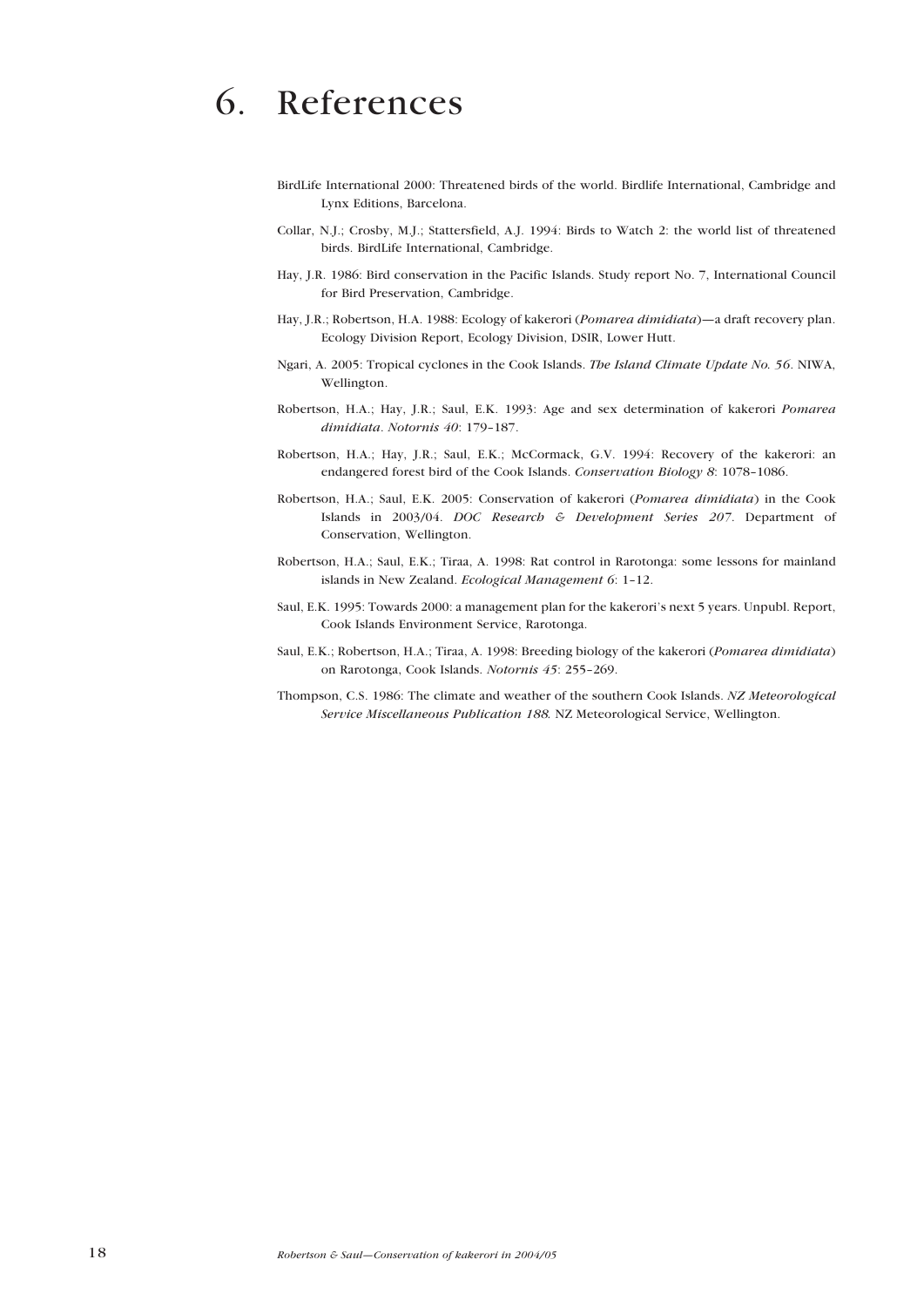# 6. References

BirdLife International 2000: Threatened birds of the world. Birdlife International, Cambridge and Lynx Editions, Barcelona.

Collar, N.J.; Crosby, M.J.; Stattersfield, A.J. 1994: Birds to Watch 2: the world list of threatened birds. BirdLife International, Cambridge.

Hay, J.R. 1986: Bird conservation in the Pacific Islands. Study report No. 7, International Council for Bird Preservation, Cambridge.

Hay, J.R.; Robertson, H.A. 1988: Ecology of kakerori (*Pomarea dimidiata*)—a draft recovery plan. Ecology Division Report, Ecology Division, DSIR, Lower Hutt.

Ngari, A. 2005: Tropical cyclones in the Cook Islands. *The Island Climate Update No. 56*. NIWA, Wellington.

Robertson, H.A.; Hay, J.R.; Saul, E.K. 1993: Age and sex determination of kakerori *Pomarea dimidiata*. *Notornis 40*: 179–187.

Robertson, H.A.; Hay, J.R.; Saul, E.K.; McCormack, G.V. 1994: Recovery of the kakerori: an endangered forest bird of the Cook Islands. *Conservation Biology 8*: 1078–1086.

Robertson, H.A.; Saul, E.K. 2005: Conservation of kakerori (*Pomarea dimidiata*) in the Cook Islands in 2003/04. *DOC Research & Development Series 207*. Department of Conservation, Wellington.

Robertson, H.A.; Saul, E.K.; Tiraa, A. 1998: Rat control in Rarotonga: some lessons for mainland islands in New Zealand. *Ecological Management 6*: 1–12.

Saul, E.K. 1995: Towards 2000: a management plan for the kakerori's next 5 years. Unpubl. Report, Cook Islands Environment Service, Rarotonga.

Saul, E.K.; Robertson, H.A.; Tiraa, A. 1998: Breeding biology of the kakerori (*Pomarea dimidiata*) on Rarotonga, Cook Islands. *Notornis 45*: 255–269.

Thompson, C.S. 1986: The climate and weather of the southern Cook Islands. *NZ Meteorological Service Miscellaneous Publication 188*. NZ Meteorological Service, Wellington.